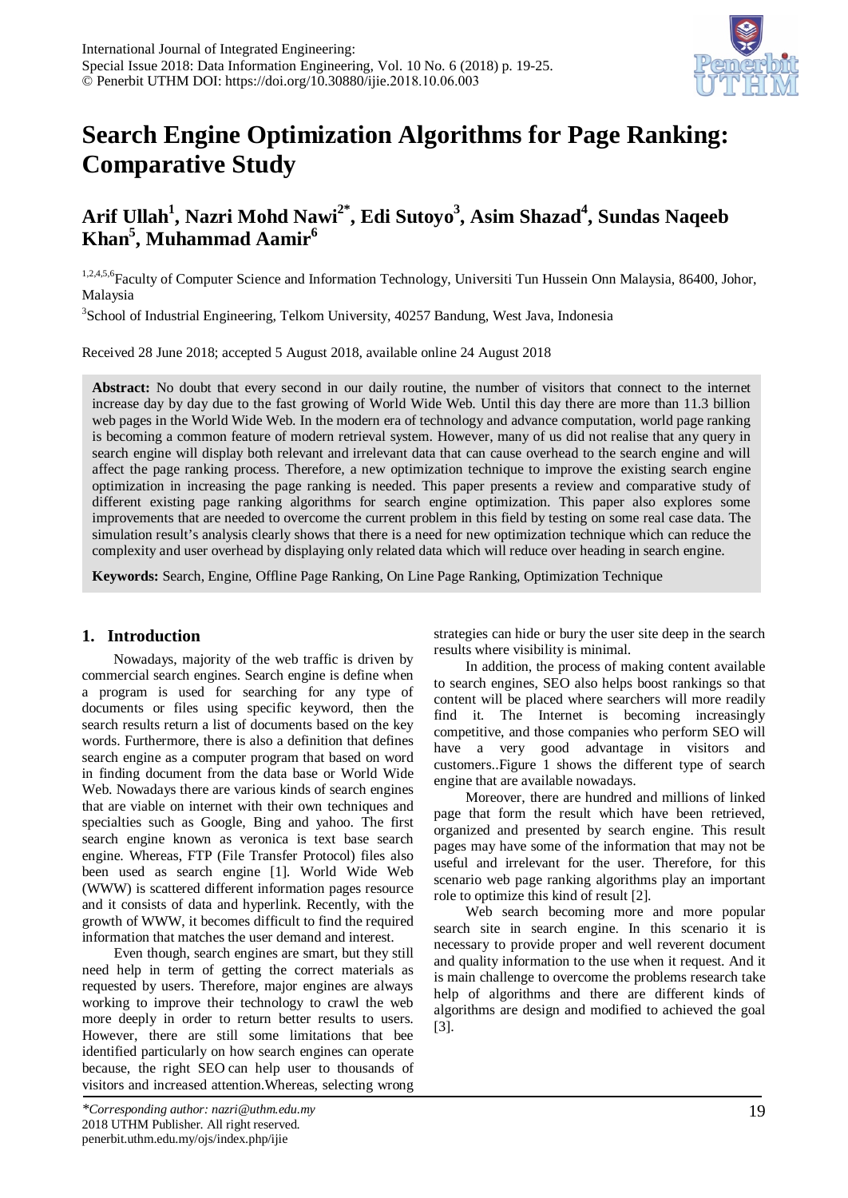# Search Engine Optimization Algorithms for Page Ranking: Comparative Study

## Arif Ullah[1], Nazri Mohd Nawi[2*], Edi Sutoyo[3], Asim Shazad[4], Sundas Naqeeb Khan[5], Muhammad Aamir[6]

[1,2,4,5,6]Faculty of Computer Science and Information Technology, Universiti Tun Hussein Onn Malaysia, 86400, Johor, Malaysia

[3]School of Industrial Engineering, Telkom University, 40257 Bandung, West Java, Indonesia

Received 28 June 2018; accepted 5 August 2018, available online 24 August 2018

**Abstract:** No doubt that every second in our daily routine, the number of visitors that connect to the internet increase day by day due to the fast growing of World Wide Web. Until this day there are more than 11.3 billion web pages in the World Wide Web. In the modern era of technology and advance computation, world page ranking is becoming a common feature of modern retrieval system. However, many of us did not realise that any query in search engine will display both relevant and irrelevant data that can cause overhead to the search engine and will affect the page ranking process. Therefore, a new optimization technique to improve the existing search engine optimization in increasing the page ranking is needed. This paper presents a review and comparative study of different existing page ranking algorithms for search engine optimization. This paper also explores some improvements that are needed to overcome the current problem in this field by testing on some real case data. The simulation result's analysis clearly shows that there is a need for new optimization technique which can reduce the complexity and user overhead by displaying only related data which will reduce over heading in search engine.

**Keywords:** Search, Engine, Offline Page Ranking, On Line Page Ranking, Optimization Technique

## 1. Introduction

Nowadays, majority of the web traffic is driven by commercial search engines. Search engine is define when a program is used for searching for any type of documents or files using specific keyword, then the search results return a list of documents based on the key words. Furthermore, there is also a definition that defines search engine as a computer program that based on word in finding document from the data base or World Wide Web. Nowadays there are various kinds of search engines that are viable on internet with their own techniques and specialties such as Google, Bing and yahoo. The first search engine known as veronica is text base search engine. Whereas, FTP (File Transfer Protocol) files also been used as search engine [1]. World Wide Web (WWW) is scattered different information pages resource and it consists of data and hyperlink. Recently, with the growth of WWW, it becomes difficult to find the required information that matches the user demand and interest.

Even though, search engines are smart, but they still need help in term of getting the correct materials as requested by users. Therefore, major engines are always working to improve their technology to crawl the web more deeply in order to return better results to users. However, there are still some limitations that bee identified particularly on how search engines can operate because, the right SEO can help user to thousands of visitors and increased attention.Whereas, selecting wrong strategies can hide or bury the user site deep in the search results where visibility is minimal.

In addition, the process of making content available to search engines, SEO also helps boost rankings so that content will be placed where searchers will more readily find it. The Internet is becoming increasingly competitive, and those companies who perform SEO will have a very good advantage in visitors and customers..Figure 1 shows the different type of search engine that are available nowadays.

Moreover, there are hundred and millions of linked page that form the result which have been retrieved, organized and presented by search engine. This result pages may have some of the information that may not be useful and irrelevant for the user. Therefore, for this scenario web page ranking algorithms play an important role to optimize this kind of result [2].

Web search becoming more and more popular search site in search engine. In this scenario it is necessary to provide proper and well reverent document and quality information to the use when it request. And it is main challenge to overcome the problems research take help of algorithms and there are different kinds of algorithms are design and modified to achieved the goal [3].

*\*Corresponding author: nazri@uthm.edu.my*
2018 UTHM Publisher. All right reserved.
penerbit.uthm.edu.my/ojs/index.php/ijie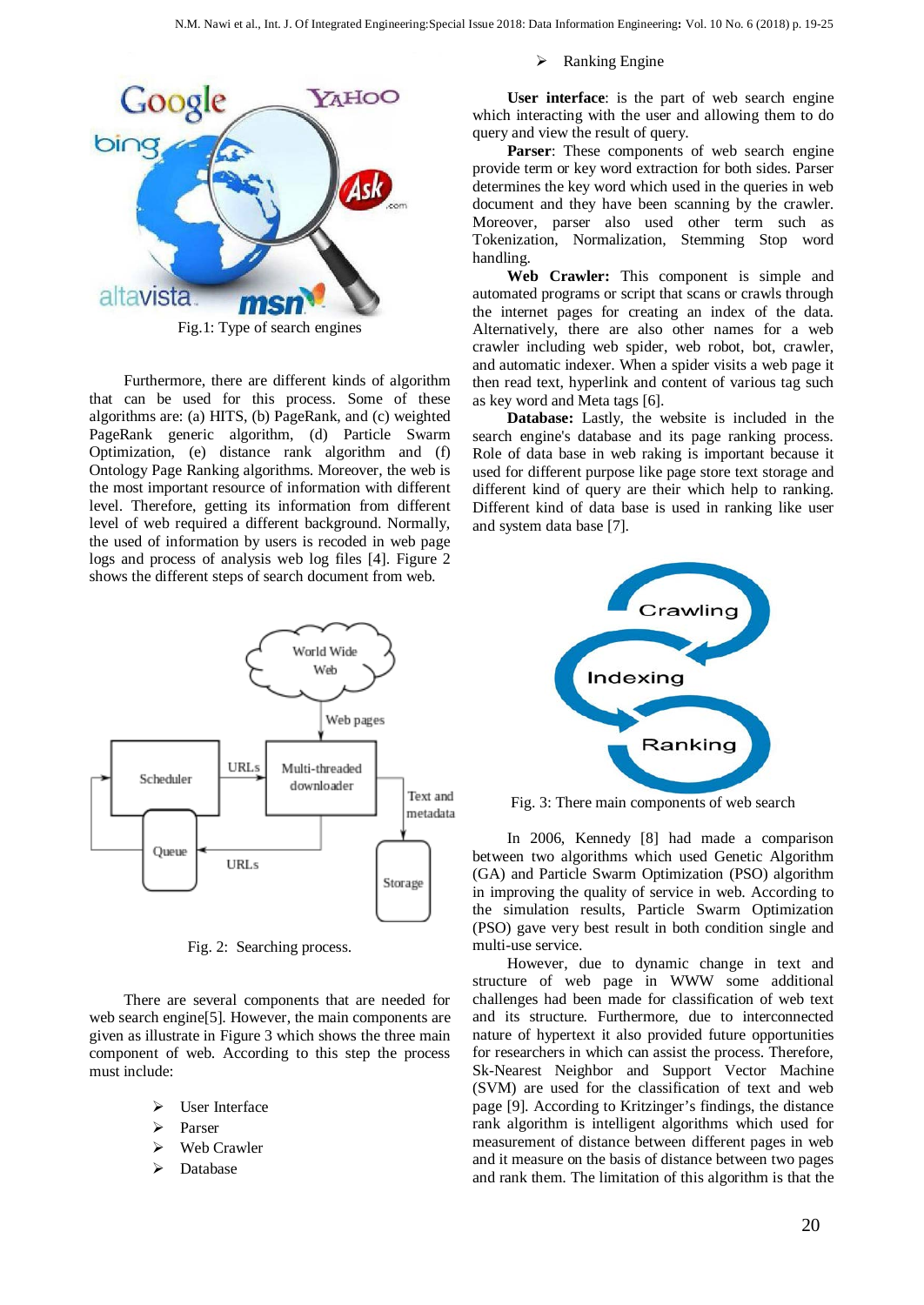Fig.1: Type of search engines

Furthermore, there are different kinds of algorithm that can be used for this process. Some of these algorithms are: (a) HITS, (b) PageRank, and (c) weighted PageRank generic algorithm, (d) Particle Swarm Optimization, (e) distance rank algorithm and (f) Ontology Page Ranking algorithms. Moreover, the web is the most important resource of information with different level. Therefore, getting its information from different level of web required a different background. Normally, the used of information by users is recoded in web page logs and process of analysis web log files [4]. Figure 2 shows the different steps of search document from web.

Fig. 2: Searching process.

There are several components that are needed for web search engine[5]. However, the main components are given as illustrate in Figure 3 which shows the three main component of web. According to this step the process must include:

- User Interface
- Parser
- Web Crawler
- Database
- Ranking Engine

**User interface**: is the part of web search engine which interacting with the user and allowing them to do query and view the result of query.

**Parser**: These components of web search engine provide term or key word extraction for both sides. Parser determines the key word which used in the queries in web document and they have been scanning by the crawler. Moreover, parser also used other term such as Tokenization, Normalization, Stemming Stop word handling.

**Web Crawler:** This component is simple and automated programs or script that scans or crawls through the internet pages for creating an index of the data. Alternatively, there are also other names for a web crawler including web spider, web robot, bot, crawler, and automatic indexer. When a spider visits a web page it then read text, hyperlink and content of various tag such as key word and Meta tags [6].

**Database:** Lastly, the website is included in the search engine's database and its page ranking process. Role of data base in web raking is important because it used for different purpose like page store text storage and different kind of query are their which help to ranking. Different kind of data base is used in ranking like user and system data base [7].

Fig. 3: There main components of web search

In 2006, Kennedy [8] had made a comparison between two algorithms which used Genetic Algorithm (GA) and Particle Swarm Optimization (PSO) algorithm in improving the quality of service in web. According to the simulation results, Particle Swarm Optimization (PSO) gave very best result in both condition single and multi-use service.

However, due to dynamic change in text and structure of web page in WWW some additional challenges had been made for classification of web text and its structure. Furthermore, due to interconnected nature of hypertext it also provided future opportunities for researchers in which can assist the process. Therefore, Sk-Nearest Neighbor and Support Vector Machine (SVM) are used for the classification of text and web page [9]. According to Kritzinger's findings, the distance rank algorithm is intelligent algorithms which used for measurement of distance between different pages in web and it measure on the basis of distance between two pages and rank them. The limitation of this algorithm is that the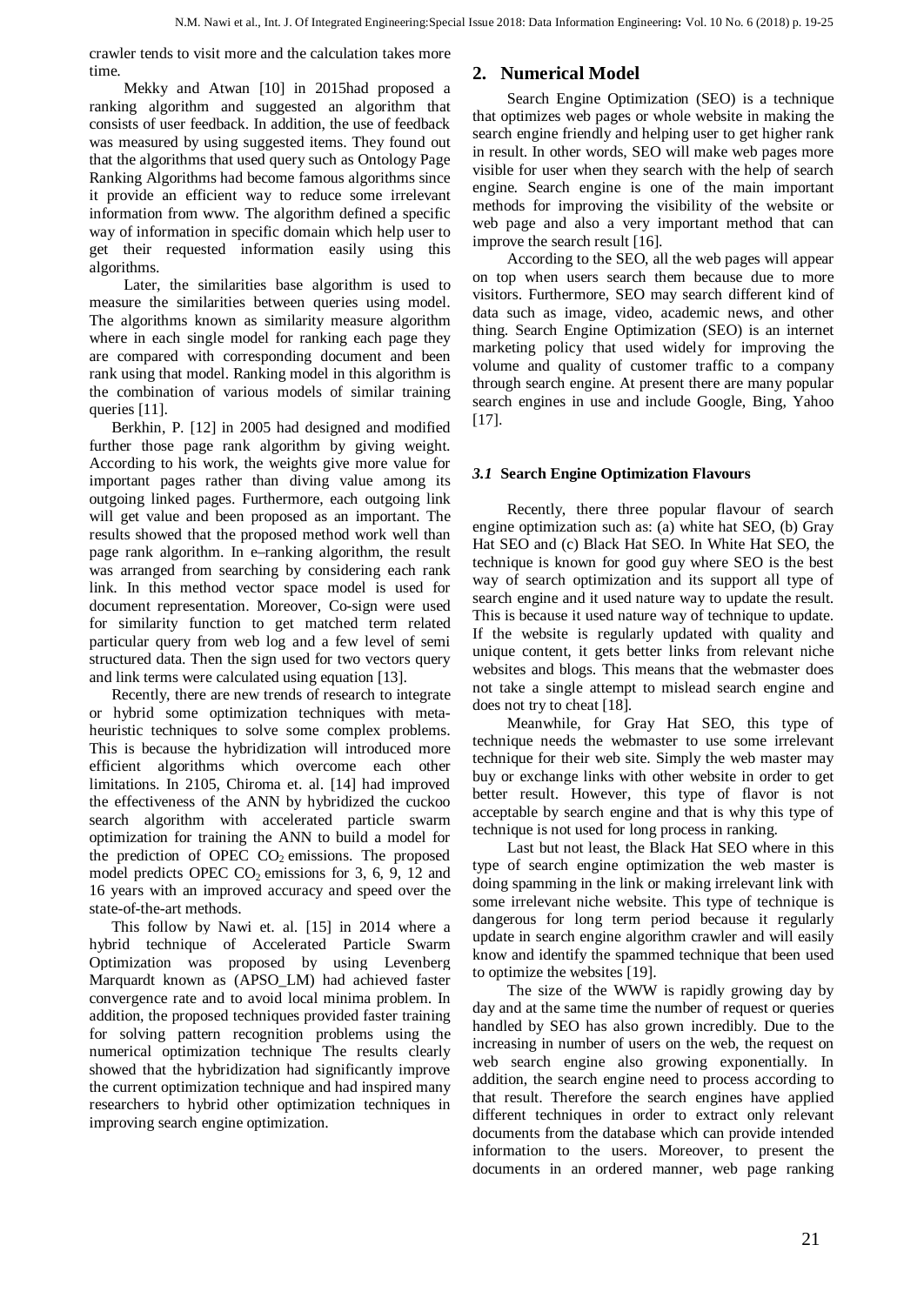crawler tends to visit more and the calculation takes more time.

Mekky and Atwan [10] in 2015had proposed a ranking algorithm and suggested an algorithm that consists of user feedback. In addition, the use of feedback was measured by using suggested items. They found out that the algorithms that used query such as Ontology Page Ranking Algorithms had become famous algorithms since it provide an efficient way to reduce some irrelevant information from www. The algorithm defined a specific way of information in specific domain which help user to get their requested information easily using this algorithms.

Later, the similarities base algorithm is used to measure the similarities between queries using model. The algorithms known as similarity measure algorithm where in each single model for ranking each page they are compared with corresponding document and been rank using that model. Ranking model in this algorithm is the combination of various models of similar training queries [11].

Berkhin, P. [12] in 2005 had designed and modified further those page rank algorithm by giving weight. According to his work, the weights give more value for important pages rather than diving value among its outgoing linked pages. Furthermore, each outgoing link will get value and been proposed as an important. The results showed that the proposed method work well than page rank algorithm. In e–ranking algorithm, the result was arranged from searching by considering each rank link. In this method vector space model is used for document representation. Moreover, Co-sign were used for similarity function to get matched term related particular query from web log and a few level of semi structured data. Then the sign used for two vectors query and link terms were calculated using equation [13].

Recently, there are new trends of research to integrate or hybrid some optimization techniques with meta-heuristic techniques to solve some complex problems. This is because the hybridization will introduced more efficient algorithms which overcome each other limitations. In 2105, Chiroma et. al. [14] had improved the effectiveness of the ANN by hybridized the cuckoo search algorithm with accelerated particle swarm optimization for training the ANN to build a model for the prediction of OPEC $CO_2$ emissions. The proposed model predicts OPEC $CO_2$ emissions for 3, 6, 9, 12 and 16 years with an improved accuracy and speed over the state-of-the-art methods.

This follow by Nawi et. al. [15] in 2014 where a hybrid technique of Accelerated Particle Swarm Optimization was proposed by using Levenberg Marquardt known as (APSO_LM) had achieved faster convergence rate and to avoid local minima problem. In addition, the proposed techniques provided faster training for solving pattern recognition problems using the numerical optimization technique The results clearly showed that the hybridization had significantly improve the current optimization technique and had inspired many researchers to hybrid other optimization techniques in improving search engine optimization.

## 2. Numerical Model

Search Engine Optimization (SEO) is a technique that optimizes web pages or whole website in making the search engine friendly and helping user to get higher rank in result. In other words, SEO will make web pages more visible for user when they search with the help of search engine. Search engine is one of the main important methods for improving the visibility of the website or web page and also a very important method that can improve the search result [16].

According to the SEO, all the web pages will appear on top when users search them because due to more visitors. Furthermore, SEO may search different kind of data such as image, video, academic news, and other thing. Search Engine Optimization (SEO) is an internet marketing policy that used widely for improving the volume and quality of customer traffic to a company through search engine. At present there are many popular search engines in use and include Google, Bing, Yahoo [17].

### *3.1* Search Engine Optimization Flavours

Recently, there three popular flavour of search engine optimization such as: (a) white hat SEO, (b) Gray Hat SEO and (c) Black Hat SEO. In White Hat SEO, the technique is known for good guy where SEO is the best way of search optimization and its support all type of search engine and it used nature way to update the result. This is because it used nature way of technique to update. If the website is regularly updated with quality and unique content, it gets better links from relevant niche websites and blogs. This means that the webmaster does not take a single attempt to mislead search engine and does not try to cheat [18].

Meanwhile, for Gray Hat SEO, this type of technique needs the webmaster to use some irrelevant technique for their web site. Simply the web master may buy or exchange links with other website in order to get better result. However, this type of flavor is not acceptable by search engine and that is why this type of technique is not used for long process in ranking.

Last but not least, the Black Hat SEO where in this type of search engine optimization the web master is doing spamming in the link or making irrelevant link with some irrelevant niche website. This type of technique is dangerous for long term period because it regularly update in search engine algorithm crawler and will easily know and identify the spammed technique that been used to optimize the websites [19].

The size of the WWW is rapidly growing day by day and at the same time the number of request or queries handled by SEO has also grown incredibly. Due to the increasing in number of users on the web, the request on web search engine also growing exponentially. In addition, the search engine need to process according to that result. Therefore the search engines have applied different techniques in order to extract only relevant documents from the database which can provide intended information to the users. Moreover, to present the documents in an ordered manner, web page ranking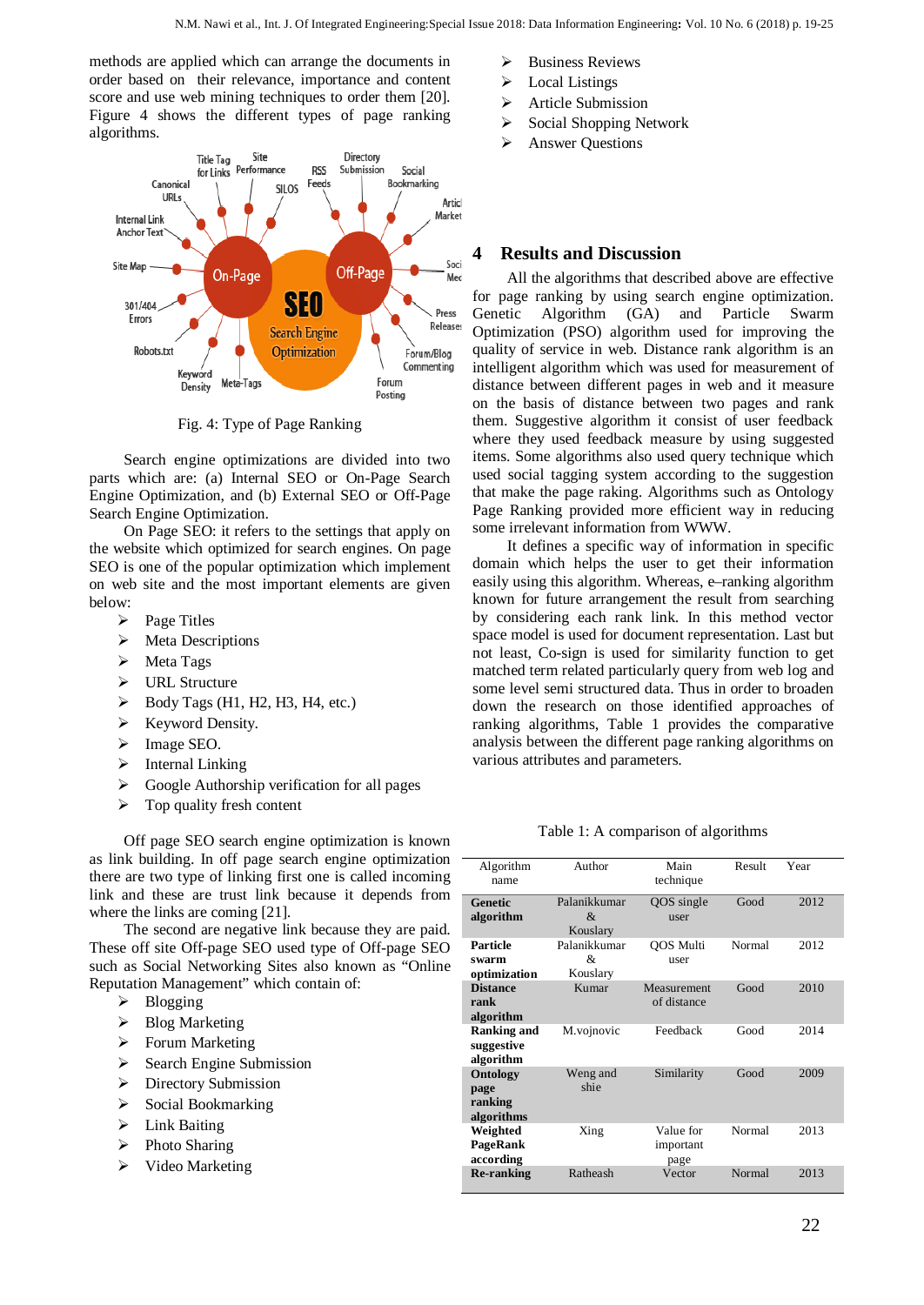methods are applied which can arrange the documents in order based on their relevance, importance and content score and use web mining techniques to order them [20]. Figure 4 shows the different types of page ranking algorithms.

Fig. 4: Type of Page Ranking

Search engine optimizations are divided into two parts which are: (a) Internal SEO or On-Page Search Engine Optimization, and (b) External SEO or Off-Page Search Engine Optimization.

On Page SEO: it refers to the settings that apply on the website which optimized for search engines. On page SEO is one of the popular optimization which implement on web site and the most important elements are given below:

- Page Titles
- Meta Descriptions
- Meta Tags
- URL Structure
- Body Tags (H1, H2, H3, H4, etc.)
- Keyword Density.
- Image SEO.
- Internal Linking
- Google Authorship verification for all pages
- Top quality fresh content

Off page SEO search engine optimization is known as link building. In off page search engine optimization there are two type of linking first one is called incoming link and these are trust link because it depends from where the links are coming [21].

The second are negative link because they are paid. These off site Off-page SEO used type of Off-page SEO such as Social Networking Sites also known as "Online Reputation Management" which contain of:

- Blogging
- Blog Marketing
- Forum Marketing
- Search Engine Submission
- Directory Submission
- Social Bookmarking
- Link Baiting
- Photo Sharing
- Video Marketing
- Business Reviews
- Local Listings
- Article Submission
- Social Shopping Network
- Answer Questions

## 4 Results and Discussion

All the algorithms that described above are effective for page ranking by using search engine optimization. Genetic Algorithm (GA) and Particle Swarm Optimization (PSO) algorithm used for improving the quality of service in web. Distance rank algorithm is an intelligent algorithm which was used for measurement of distance between different pages in web and it measure on the basis of distance between two pages and rank them. Suggestive algorithm it consist of user feedback where they used feedback measure by using suggested items. Some algorithms also used query technique which used social tagging system according to the suggestion that make the page raking. Algorithms such as Ontology Page Ranking provided more efficient way in reducing some irrelevant information from WWW.

It defines a specific way of information in specific domain which helps the user to get their information easily using this algorithm. Whereas, e–ranking algorithm known for future arrangement the result from searching by considering each rank link. In this method vector space model is used for document representation. Last but not least, Co-sign is used for similarity function to get matched term related particularly query from web log and some level semi structured data. Thus in order to broaden down the research on those identified approaches of ranking algorithms, Table 1 provides the comparative analysis between the different page ranking algorithms on various attributes and parameters.

Table 1: A comparison of algorithms

| Algorithm name | Author | Main technique | Result | Year |
|---|---|---|---|---|
| **Genetic algorithm** | Palanikkumar & Kouslary | QOS single user | Good | 2012 |
| **Particle swarm optimization** | Palanikkumar & Kouslary | QOS Multi user | Normal | 2012 |
| **Distance rank algorithm** | Kumar | Measurement of distance | Good | 2010 |
| **Ranking and suggestive algorithm** | M.vojnovic | Feedback | Good | 2014 |
| **Ontology page ranking algorithms** | Weng and shie | Similarity | Good | 2009 |
| **Weighted PageRank according** | Xing | Value for important page | Normal | 2013 |
| **Re-ranking** | Ratheash | Vector | Normal | 2013 |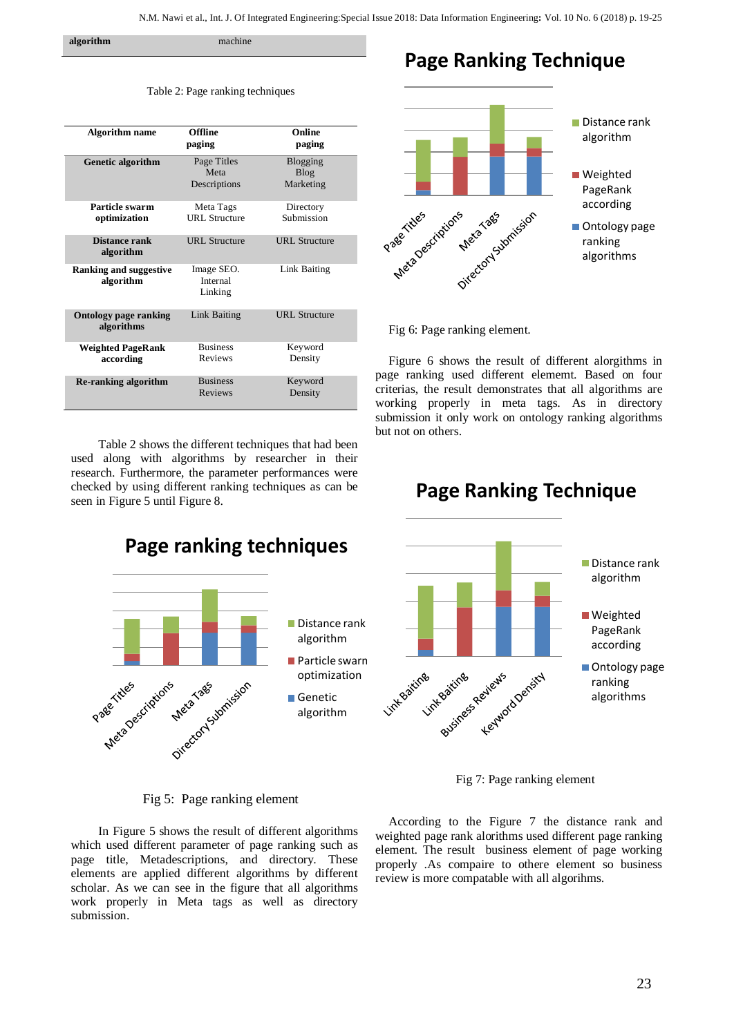| algorithm | machine |
|---|---|

Table 2: Page ranking techniques

| Algorithm name | Offline paging | Online paging |
|---|---|---|
| **Genetic algorithm** | Page Titles Meta Descriptions | Blogging Blog Marketing |
| **Particle swarm optimization** | Meta Tags URL Structure | Directory Submission |
| **Distance rank algorithm** | URL Structure | URL Structure |
| **Ranking and suggestive algorithm** | Image SEO. Internal Linking | Link Baiting |
| **Ontology page ranking algorithms** | Link Baiting | URL Structure |
| **Weighted PageRank according** | Business Reviews | Keyword Density |
| **Re-ranking algorithm** | Business Reviews | Keyword Density |

Table 2 shows the different techniques that had been used along with algorithms by researcher in their research. Furthermore, the parameter performances were checked by using different ranking techniques as can be seen in Figure 5 until Figure 8.

Fig 5: Page ranking element

In Figure 5 shows the result of different algorithms which used different parameter of page ranking such as page title, Metadescriptions, and directory. These elements are applied different algorithms by different scholar. As we can see in the figure that all algorithms work properly in Meta tags as well as directory submission.

Fig 6: Page ranking element.

Figure 6 shows the result of different alorgithms in page ranking used different elememt. Based on four criterias, the result demonstrates that all algorithms are working properly in meta tags. As in directory submission it only work on ontology ranking algorithms but not on others.

Fig 7: Page ranking element

According to the Figure 7 the distance rank and weighted page rank alorithms used different page ranking element. The result business element of page working properly .As compaire to othere element so business review is more compatable with all algorihms.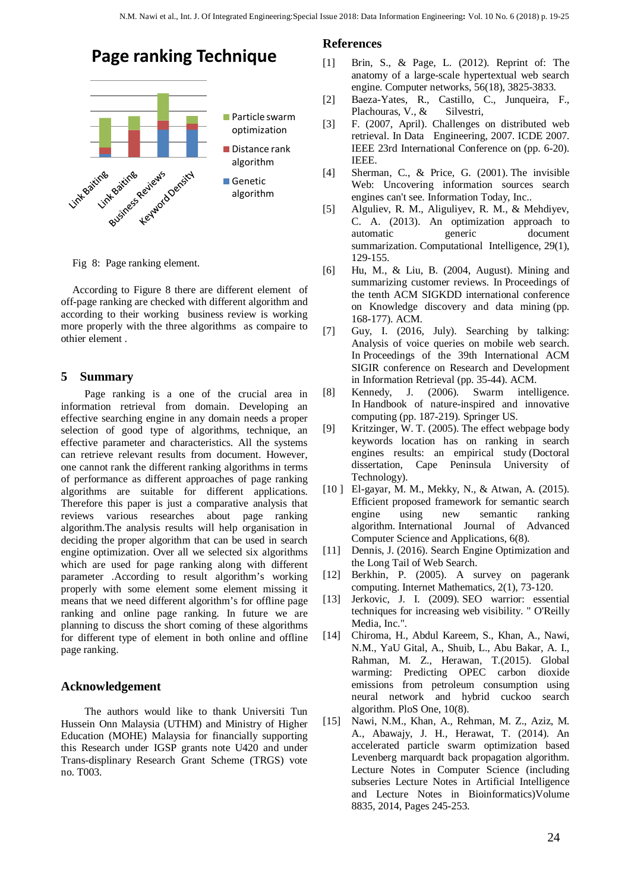Fig 8: Page ranking element.

According to Figure 8 there are different element of off-page ranking are checked with different algorithm and according to their working business review is working more properly with the three algorithms as compaire to othier element .

## 5 Summary

Page ranking is a one of the crucial area in information retrieval from domain. Developing an effective searching engine in any domain needs a proper selection of good type of algorithms, technique, an effective parameter and characteristics. All the systems can retrieve relevant results from document. However, one cannot rank the different ranking algorithms in terms of performance as different approaches of page ranking algorithms are suitable for different applications. Therefore this paper is just a comparative analysis that reviews various researches about page ranking algorithm.The analysis results will help organisation in deciding the proper algorithm that can be used in search engine optimization. Over all we selected six algorithms which are used for page ranking along with different parameter .According to result algorithm's working properly with some element some element missing it means that we need different algorithm's for offline page ranking and online page ranking. In future we are planning to discuss the short coming of these algorithms for different type of element in both online and offline page ranking.

## Acknowledgement

The authors would like to thank Universiti Tun Hussein Onn Malaysia (UTHM) and Ministry of Higher Education (MOHE) Malaysia for financially supporting this Research under IGSP grants note U420 and under Trans-displinary Research Grant Scheme (TRGS) vote no. T003.

## References

[1] Brin, S., & Page, L. (2012). Reprint of: The anatomy of a large-scale hypertextual web search engine. Computer networks, 56(18), 3825-3833.

[2] Baeza-Yates, R., Castillo, C., Junqueira, F., Plachouras, V., & Silvestri,

[3] F. (2007, April). Challenges on distributed web retrieval. In Data Engineering, 2007. ICDE 2007. IEEE 23rd International Conference on (pp. 6-20). IEEE.

[4] Sherman, C., & Price, G. (2001). The invisible Web: Uncovering information sources search engines can't see. Information Today, Inc..

[5] Alguliev, R. M., Aliguliyev, R. M., & Mehdiyev, C. A. (2013). An optimization approach to automatic generic document summarization. Computational Intelligence, 29(1), 129-155.

[6] Hu, M., & Liu, B. (2004, August). Mining and summarizing customer reviews. In Proceedings of the tenth ACM SIGKDD international conference on Knowledge discovery and data mining (pp. 168-177). ACM.

[7] Guy, I. (2016, July). Searching by talking: Analysis of voice queries on mobile web search. In Proceedings of the 39th International ACM SIGIR conference on Research and Development in Information Retrieval (pp. 35-44). ACM.

[8] Kennedy, J. (2006). Swarm intelligence. In Handbook of nature-inspired and innovative computing (pp. 187-219). Springer US.

[9] Kritzinger, W. T. (2005). The effect webpage body keywords location has on ranking in search engines results: an empirical study (Doctoral dissertation, Cape Peninsula University of Technology).

[10] El-gayar, M. M., Mekky, N., & Atwan, A. (2015). Efficient proposed framework for semantic search engine using new semantic ranking algorithm. International Journal of Advanced Computer Science and Applications, 6(8).

[11] Dennis, J. (2016). Search Engine Optimization and the Long Tail of Web Search.

[12] Berkhin, P. (2005). A survey on pagerank computing. Internet Mathematics, 2(1), 73-120.

[13] Jerkovic, J. I. (2009). SEO warrior: essential techniques for increasing web visibility. " O'Reilly Media, Inc.".

[14] Chiroma, H., Abdul Kareem, S., Khan, A., Nawi, N.M., YaU Gital, A., Shuib, L., Abu Bakar, A. I., Rahman, M. Z., Herawan, T.(2015). Global warming: Predicting OPEC carbon dioxide emissions from petroleum consumption using neural network and hybrid cuckoo search algorithm. PloS One, 10(8).

[15] Nawi, N.M., Khan, A., Rehman, M. Z., Aziz, M. A., Abawajy, J. H., Herawat, T. (2014). An accelerated particle swarm optimization based Levenberg marquardt back propagation algorithm. Lecture Notes in Computer Science (including subseries Lecture Notes in Artificial Intelligence and Lecture Notes in Bioinformatics)Volume 8835, 2014, Pages 245-253.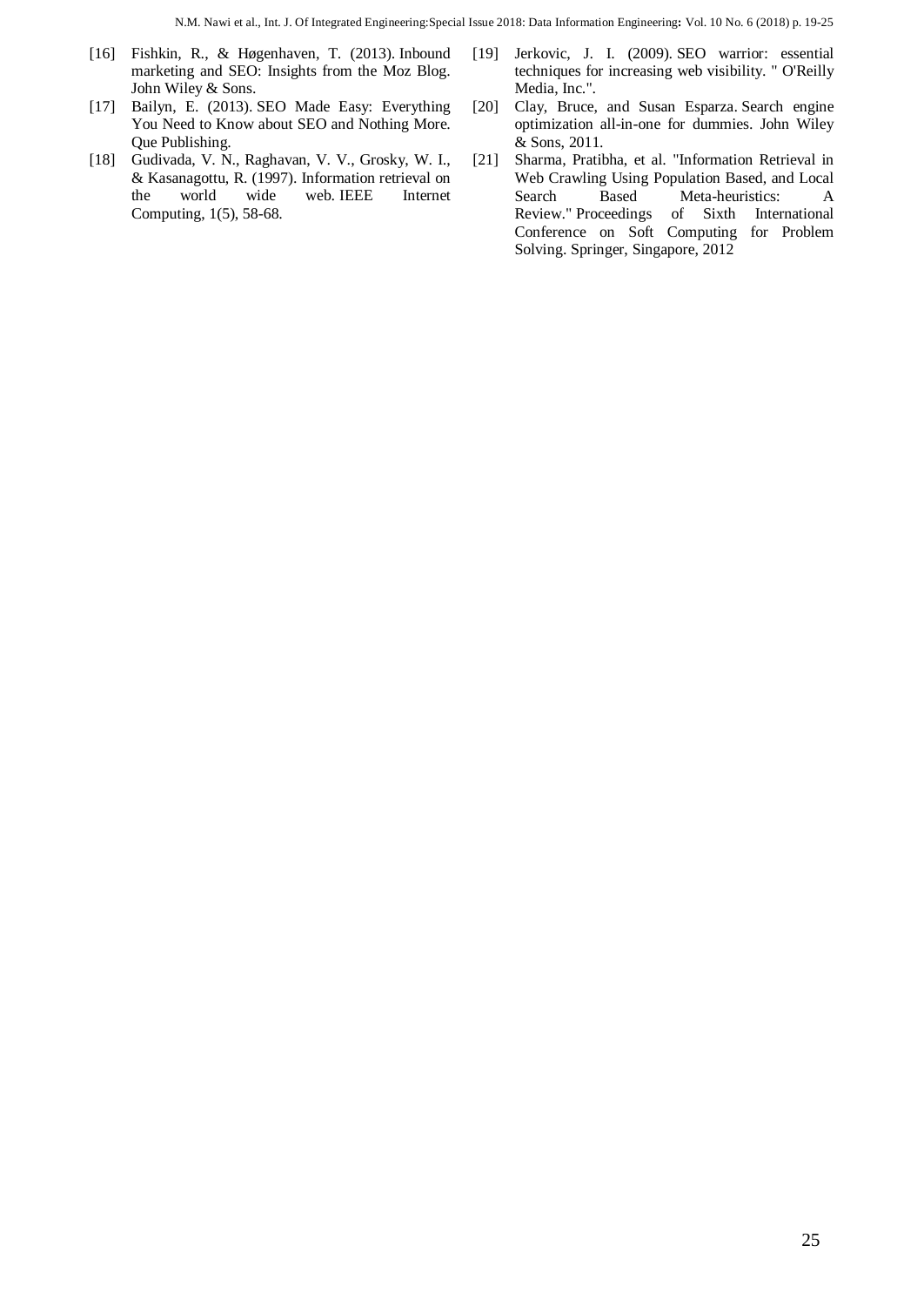[16] Fishkin, R., & Høgenhaven, T. (2013). Inbound marketing and SEO: Insights from the Moz Blog. John Wiley & Sons.

[17] Bailyn, E. (2013). SEO Made Easy: Everything You Need to Know about SEO and Nothing More. Que Publishing.

[18] Gudivada, V. N., Raghavan, V. V., Grosky, W. I., & Kasanagottu, R. (1997). Information retrieval on the world wide web. IEEE Internet Computing, 1(5), 58-68.

[19] Jerkovic, J. I. (2009). SEO warrior: essential techniques for increasing web visibility. " O'Reilly Media, Inc.".

[20] Clay, Bruce, and Susan Esparza. Search engine optimization all-in-one for dummies. John Wiley & Sons, 2011.

[21] Sharma, Pratibha, et al. "Information Retrieval in Web Crawling Using Population Based, and Local Search Based Meta-heuristics: A Review." Proceedings of Sixth International Conference on Soft Computing for Problem Solving. Springer, Singapore, 2012